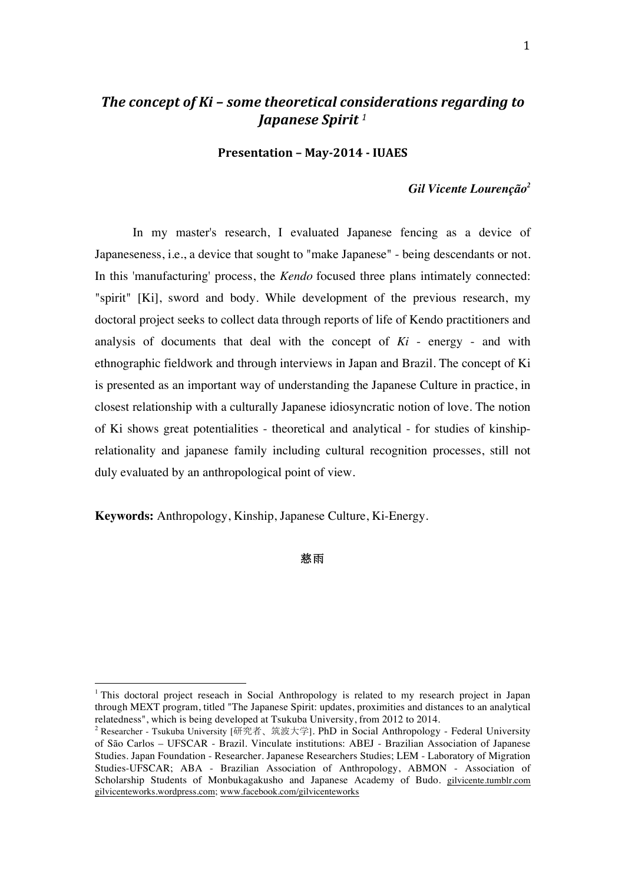# *The concept of Ki – some theoretical considerations regarding to Japanese Spirit* [1]

**Presentation – May-2014 - IUAES**

***Gil Vicente Lourenção*** [2]

In my master's research, I evaluated Japanese fencing as a device of Japaneseness, i.e., a device that sought to "make Japanese" - being descendants or not. In this 'manufacturing' process, the *Kendo* focused three plans intimately connected: "spirit" [Ki], sword and body. While development of the previous research, my doctoral project seeks to collect data through reports of life of Kendo practitioners and analysis of documents that deal with the concept of *Ki* - energy - and with ethnographic fieldwork and through interviews in Japan and Brazil. The concept of Ki is presented as an important way of understanding the Japanese Culture in practice, in closest relationship with a culturally Japanese idiosyncratic notion of love. The notion of Ki shows great potentialities - theoretical and analytical - for studies of kinship-relationality and japanese family including cultural recognition processes, still not duly evaluated by an anthropological point of view.

**Keywords:** Anthropology, Kinship, Japanese Culture, Ki-Energy.

慈雨

---

[1] This doctoral project reseach in Social Anthropology is related to my research project in Japan through MEXT program, titled "The Japanese Spirit: updates, proximities and distances to an analytical relatedness", which is being developed at Tsukuba University, from 2012 to 2014.

[2] Researcher - Tsukuba University [研究者、筑波大学]. PhD in Social Anthropology - Federal University of São Carlos – UFSCAR - Brazil. Vinculate institutions: ABEJ - Brazilian Association of Japanese Studies. Japan Foundation - Researcher. Japanese Researchers Studies; LEM - Laboratory of Migration Studies-UFSCAR; ABA - Brazilian Association of Anthropology, ABMON - Association of Scholarship Students of Monbukagakusho and Japanese Academy of Budo. gilvicente.tumblr.com gilvicenteworks.wordpress.com; www.facebook.com/gilvicenteworks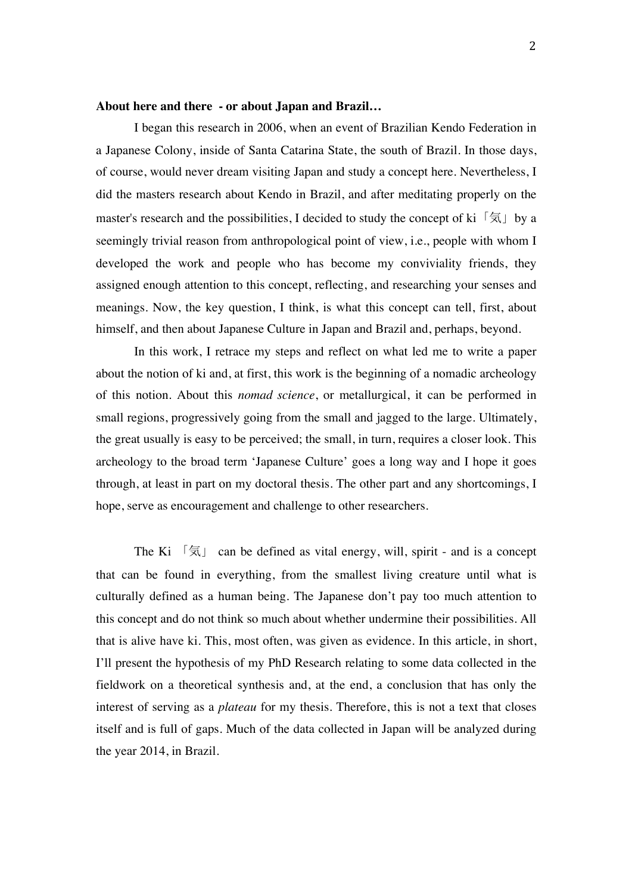**About here and there - or about Japan and Brazil…**

I began this research in 2006, when an event of Brazilian Kendo Federation in a Japanese Colony, inside of Santa Catarina State, the south of Brazil. In those days, of course, would never dream visiting Japan and study a concept here. Nevertheless, I did the masters research about Kendo in Brazil, and after meditating properly on the master's research and the possibilities, I decided to study the concept of ki「気」by a seemingly trivial reason from anthropological point of view, i.e., people with whom I developed the work and people who has become my conviviality friends, they assigned enough attention to this concept, reflecting, and researching your senses and meanings. Now, the key question, I think, is what this concept can tell, first, about himself, and then about Japanese Culture in Japan and Brazil and, perhaps, beyond.

In this work, I retrace my steps and reflect on what led me to write a paper about the notion of ki and, at first, this work is the beginning of a nomadic archeology of this notion. About this *nomad science*, or metallurgical, it can be performed in small regions, progressively going from the small and jagged to the large. Ultimately, the great usually is easy to be perceived; the small, in turn, requires a closer look. This archeology to the broad term 'Japanese Culture' goes a long way and I hope it goes through, at least in part on my doctoral thesis. The other part and any shortcomings, I hope, serve as encouragement and challenge to other researchers.

The Ki 「気」 can be defined as vital energy, will, spirit - and is a concept that can be found in everything, from the smallest living creature until what is culturally defined as a human being. The Japanese don't pay too much attention to this concept and do not think so much about whether undermine their possibilities. All that is alive have ki. This, most often, was given as evidence. In this article, in short, I'll present the hypothesis of my PhD Research relating to some data collected in the fieldwork on a theoretical synthesis and, at the end, a conclusion that has only the interest of serving as a *plateau* for my thesis. Therefore, this is not a text that closes itself and is full of gaps. Much of the data collected in Japan will be analyzed during the year 2014, in Brazil.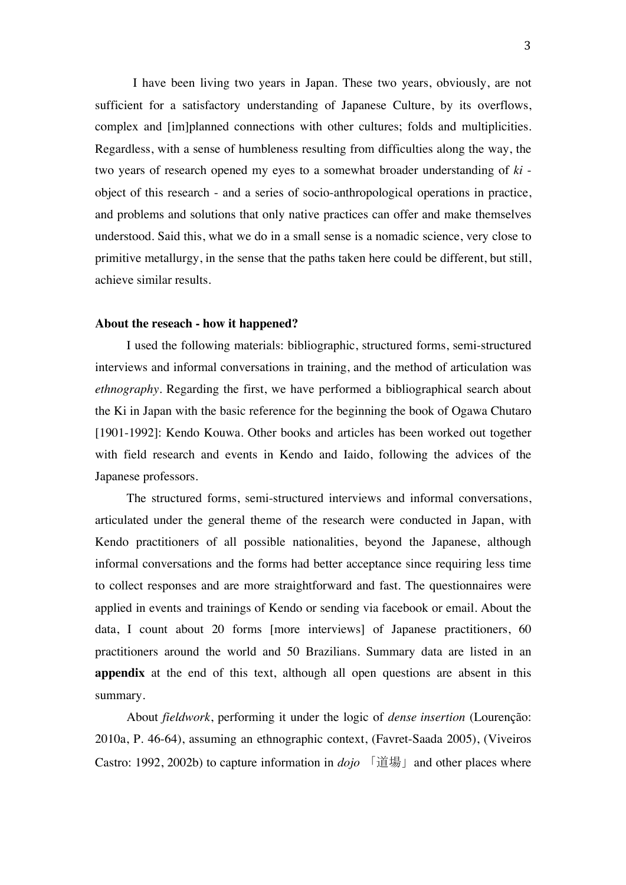I have been living two years in Japan. These two years, obviously, are not sufficient for a satisfactory understanding of Japanese Culture, by its overflows, complex and [im]planned connections with other cultures; folds and multiplicities. Regardless, with a sense of humbleness resulting from difficulties along the way, the two years of research opened my eyes to a somewhat broader understanding of *ki* - object of this research - and a series of socio-anthropological operations in practice, and problems and solutions that only native practices can offer and make themselves understood. Said this, what we do in a small sense is a nomadic science, very close to primitive metallurgy, in the sense that the paths taken here could be different, but still, achieve similar results.

**About the reseach - how it happened?**

I used the following materials: bibliographic, structured forms, semi-structured interviews and informal conversations in training, and the method of articulation was *ethnography*. Regarding the first, we have performed a bibliographical search about the Ki in Japan with the basic reference for the beginning the book of Ogawa Chutaro [1901-1992]: Kendo Kouwa. Other books and articles has been worked out together with field research and events in Kendo and Iaido, following the advices of the Japanese professors.

The structured forms, semi-structured interviews and informal conversations, articulated under the general theme of the research were conducted in Japan, with Kendo practitioners of all possible nationalities, beyond the Japanese, although informal conversations and the forms had better acceptance since requiring less time to collect responses and are more straightforward and fast. The questionnaires were applied in events and trainings of Kendo or sending via facebook or email. About the data, I count about 20 forms [more interviews] of Japanese practitioners, 60 practitioners around the world and 50 Brazilians. Summary data are listed in an **appendix** at the end of this text, although all open questions are absent in this summary.

About *fieldwork*, performing it under the logic of *dense insertion* (Lourenção: 2010a, P. 46-64), assuming an ethnographic context, (Favret-Saada 2005), (Viveiros Castro: 1992, 2002b) to capture information in *dojo* 「道場」 and other places where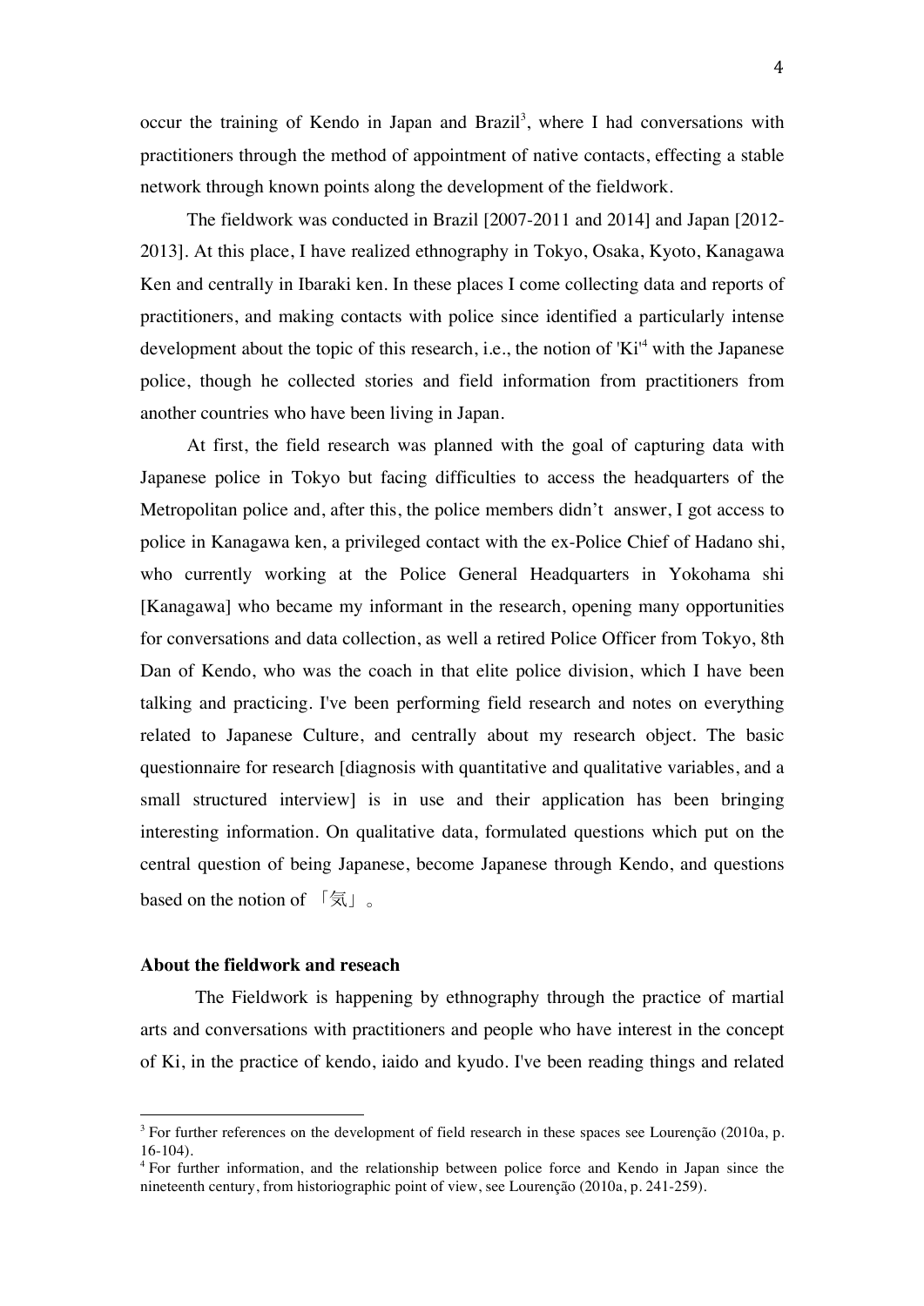occur the training of Kendo in Japan and Brazil[3], where I had conversations with practitioners through the method of appointment of native contacts, effecting a stable network through known points along the development of the fieldwork.

The fieldwork was conducted in Brazil [2007-2011 and 2014] and Japan [2012-2013]. At this place, I have realized ethnography in Tokyo, Osaka, Kyoto, Kanagawa Ken and centrally in Ibaraki ken. In these places I come collecting data and reports of practitioners, and making contacts with police since identified a particularly intense development about the topic of this research, i.e., the notion of 'Ki'[4] with the Japanese police, though he collected stories and field information from practitioners from another countries who have been living in Japan.

At first, the field research was planned with the goal of capturing data with Japanese police in Tokyo but facing difficulties to access the headquarters of the Metropolitan police and, after this, the police members didn't answer, I got access to police in Kanagawa ken, a privileged contact with the ex-Police Chief of Hadano shi, who currently working at the Police General Headquarters in Yokohama shi [Kanagawa] who became my informant in the research, opening many opportunities for conversations and data collection, as well a retired Police Officer from Tokyo, 8th Dan of Kendo, who was the coach in that elite police division, which I have been talking and practicing. I've been performing field research and notes on everything related to Japanese Culture, and centrally about my research object. The basic questionnaire for research [diagnosis with quantitative and qualitative variables, and a small structured interview] is in use and their application has been bringing interesting information. On qualitative data, formulated questions which put on the central question of being Japanese, become Japanese through Kendo, and questions based on the notion of 「気」。

**About the fieldwork and reseach**

The Fieldwork is happening by ethnography through the practice of martial arts and conversations with practitioners and people who have interest in the concept of Ki, in the practice of kendo, iaido and kyudo. I've been reading things and related

---

[3] For further references on the development of field research in these spaces see Lourenção (2010a, p. 16-104).

[4] For further information, and the relationship between police force and Kendo in Japan since the nineteenth century, from historiographic point of view, see Lourenção (2010a, p. 241-259).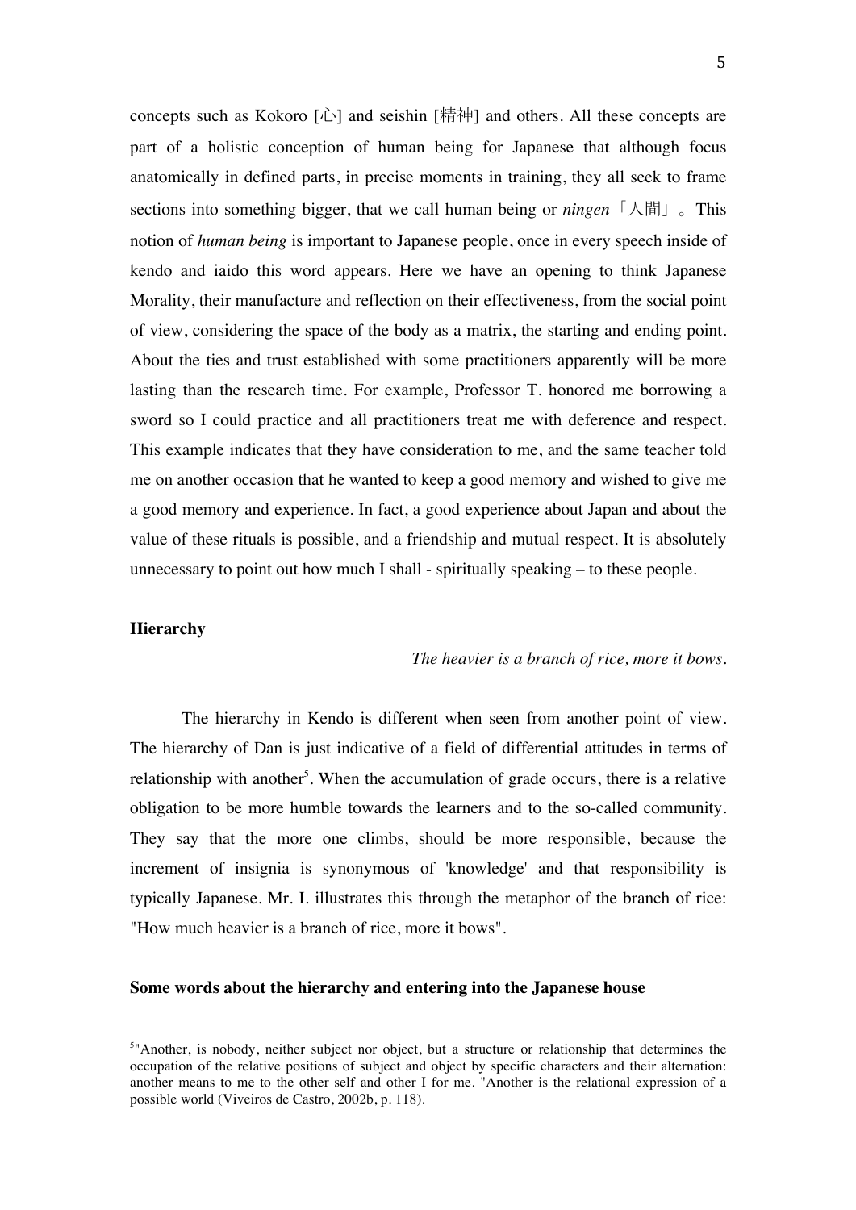concepts such as Kokoro [心] and seishin [精神] and others. All these concepts are part of a holistic conception of human being for Japanese that although focus anatomically in defined parts, in precise moments in training, they all seek to frame sections into something bigger, that we call human being or *ningen*「人間」。This notion of *human being* is important to Japanese people, once in every speech inside of kendo and iaido this word appears. Here we have an opening to think Japanese Morality, their manufacture and reflection on their effectiveness, from the social point of view, considering the space of the body as a matrix, the starting and ending point. About the ties and trust established with some practitioners apparently will be more lasting than the research time. For example, Professor T. honored me borrowing a sword so I could practice and all practitioners treat me with deference and respect. This example indicates that they have consideration to me, and the same teacher told me on another occasion that he wanted to keep a good memory and wished to give me a good memory and experience. In fact, a good experience about Japan and about the value of these rituals is possible, and a friendship and mutual respect. It is absolutely unnecessary to point out how much I shall - spiritually speaking – to these people.

**Hierarchy**

*The heavier is a branch of rice, more it bows.*

The hierarchy in Kendo is different when seen from another point of view. The hierarchy of Dan is just indicative of a field of differential attitudes in terms of relationship with another[5]. When the accumulation of grade occurs, there is a relative obligation to be more humble towards the learners and to the so-called community. They say that the more one climbs, should be more responsible, because the increment of insignia is synonymous of 'knowledge' and that responsibility is typically Japanese. Mr. I. illustrates this through the metaphor of the branch of rice: "How much heavier is a branch of rice, more it bows".

**Some words about the hierarchy and entering into the Japanese house**

[5] "Another, is nobody, neither subject nor object, but a structure or relationship that determines the occupation of the relative positions of subject and object by specific characters and their alternation: another means to me to the other self and other I for me. "Another is the relational expression of a possible world (Viveiros de Castro, 2002b, p. 118).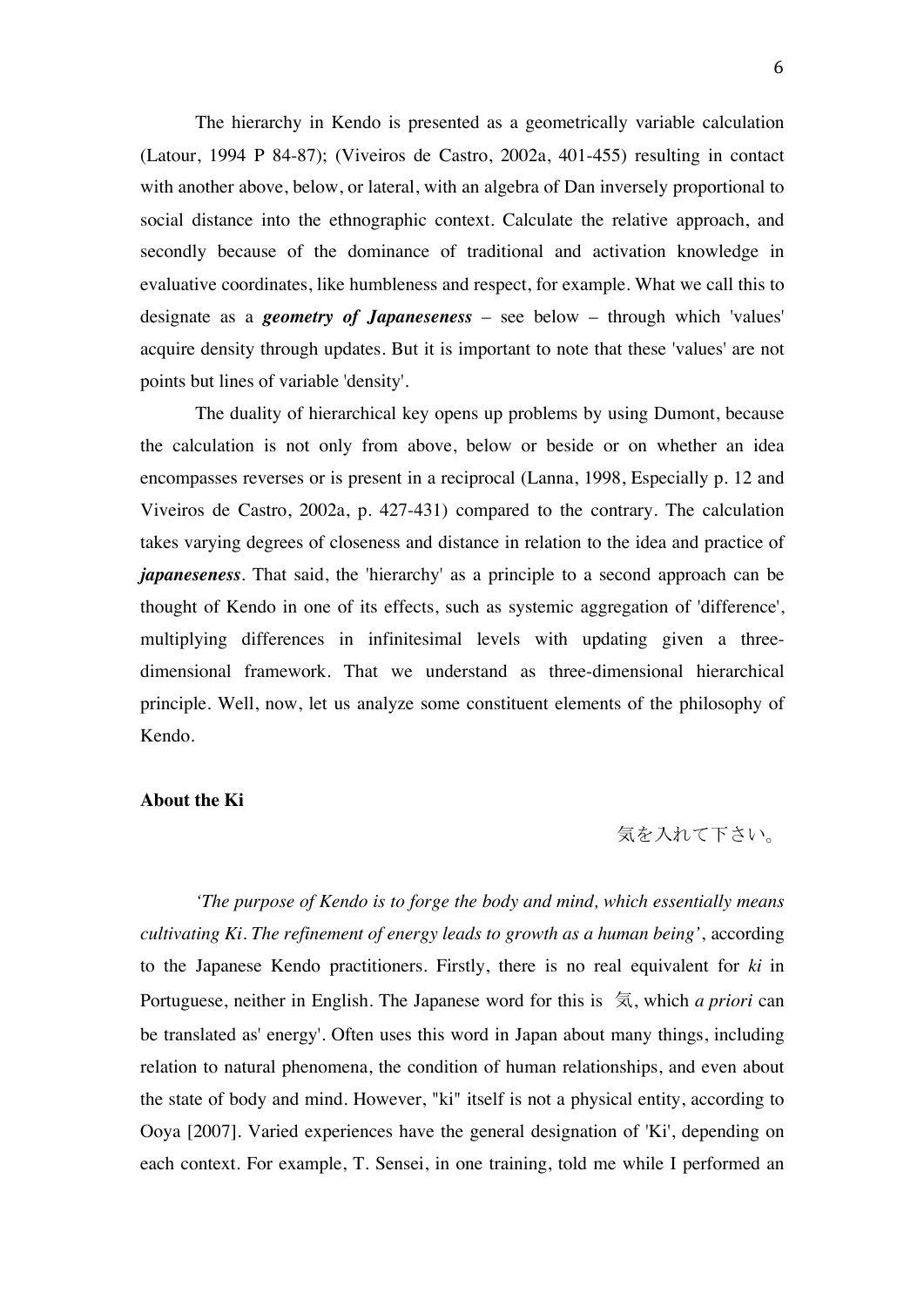The hierarchy in Kendo is presented as a geometrically variable calculation (Latour, 1994 P 84-87); (Viveiros de Castro, 2002a, 401-455) resulting in contact with another above, below, or lateral, with an algebra of Dan inversely proportional to social distance into the ethnographic context. Calculate the relative approach, and secondly because of the dominance of traditional and activation knowledge in evaluative coordinates, like humbleness and respect, for example. What we call this to designate as a ***geometry of Japaneseness*** – see below – through which 'values' acquire density through updates. But it is important to note that these 'values' are not points but lines of variable 'density'.

The duality of hierarchical key opens up problems by using Dumont, because the calculation is not only from above, below or beside or on whether an idea encompasses reverses or is present in a reciprocal (Lanna, 1998, Especially p. 12 and Viveiros de Castro, 2002a, p. 427-431) compared to the contrary. The calculation takes varying degrees of closeness and distance in relation to the idea and practice of ***japaneseness***. That said, the 'hierarchy' as a principle to a second approach can be thought of Kendo in one of its effects, such as systemic aggregation of 'difference', multiplying differences in infinitesimal levels with updating given a three-dimensional framework. That we understand as three-dimensional hierarchical principle. Well, now, let us analyze some constituent elements of the philosophy of Kendo.

**About the Ki**

気を入れて下さい。

*'The purpose of Kendo is to forge the body and mind, which essentially means cultivating Ki. The refinement of energy leads to growth as a human being'*, according to the Japanese Kendo practitioners. Firstly, there is no real equivalent for *ki* in Portuguese, neither in English. The Japanese word for this is 気, which *a priori* can be translated as' energy'. Often uses this word in Japan about many things, including relation to natural phenomena, the condition of human relationships, and even about the state of body and mind. However, "ki" itself is not a physical entity, according to Ooya [2007]. Varied experiences have the general designation of 'Ki', depending on each context. For example, T. Sensei, in one training, told me while I performed an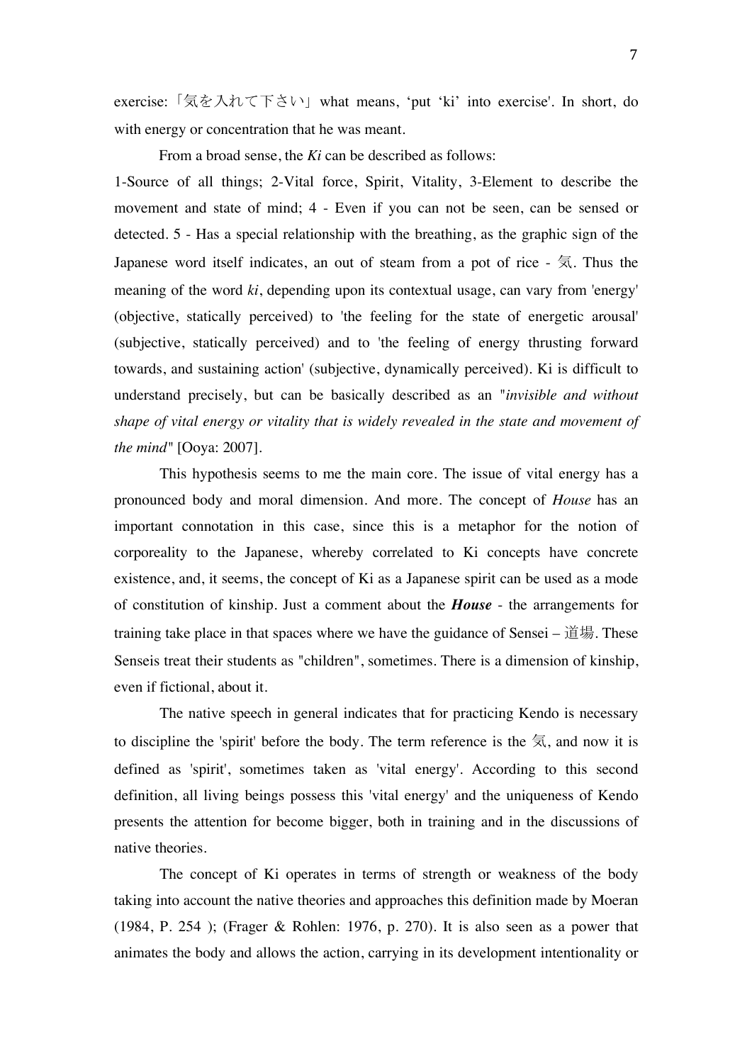exercise:「気を入れて下さい」what means, 'put 'ki' into exercise'. In short, do with energy or concentration that he was meant.

From a broad sense, the *Ki* can be described as follows:

1-Source of all things; 2-Vital force, Spirit, Vitality, 3-Element to describe the movement and state of mind; 4 - Even if you can not be seen, can be sensed or detected. 5 - Has a special relationship with the breathing, as the graphic sign of the Japanese word itself indicates, an out of steam from a pot of rice - 気. Thus the meaning of the word *ki*, depending upon its contextual usage, can vary from 'energy' (objective, statically perceived) to 'the feeling for the state of energetic arousal' (subjective, statically perceived) and to 'the feeling of energy thrusting forward towards, and sustaining action' (subjective, dynamically perceived). Ki is difficult to understand precisely, but can be basically described as an "*invisible and without shape of vital energy or vitality that is widely revealed in the state and movement of the mind*" [Ooya: 2007].

This hypothesis seems to me the main core. The issue of vital energy has a pronounced body and moral dimension. And more. The concept of *House* has an important connotation in this case, since this is a metaphor for the notion of corporeality to the Japanese, whereby correlated to Ki concepts have concrete existence, and, it seems, the concept of Ki as a Japanese spirit can be used as a mode of constitution of kinship. Just a comment about the ***House*** - the arrangements for training take place in that spaces where we have the guidance of Sensei – 道場. These Senseis treat their students as "children", sometimes. There is a dimension of kinship, even if fictional, about it.

The native speech in general indicates that for practicing Kendo is necessary to discipline the 'spirit' before the body. The term reference is the 気, and now it is defined as 'spirit', sometimes taken as 'vital energy'. According to this second definition, all living beings possess this 'vital energy' and the uniqueness of Kendo presents the attention for become bigger, both in training and in the discussions of native theories.

The concept of Ki operates in terms of strength or weakness of the body taking into account the native theories and approaches this definition made by Moeran (1984, P. 254 ); (Frager & Rohlen: 1976, p. 270). It is also seen as a power that animates the body and allows the action, carrying in its development intentionality or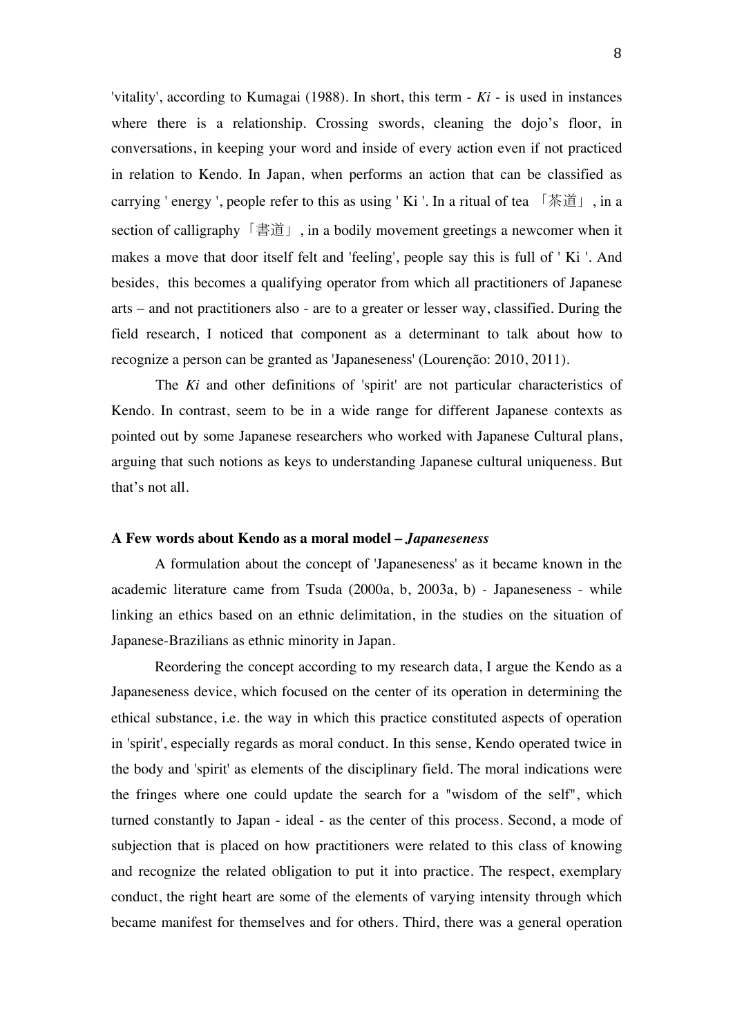'vitality', according to Kumagai (1988). In short, this term - *Ki* - is used in instances where there is a relationship. Crossing swords, cleaning the dojo's floor, in conversations, in keeping your word and inside of every action even if not practiced in relation to Kendo. In Japan, when performs an action that can be classified as carrying ' energy ', people refer to this as using ' Ki '. In a ritual of tea 「茶道」, in a section of calligraphy「書道」, in a bodily movement greetings a newcomer when it makes a move that door itself felt and 'feeling', people say this is full of ' Ki '. And besides, this becomes a qualifying operator from which all practitioners of Japanese arts – and not practitioners also - are to a greater or lesser way, classified. During the field research, I noticed that component as a determinant to talk about how to recognize a person can be granted as 'Japaneseness' (Lourenção: 2010, 2011).

The *Ki* and other definitions of 'spirit' are not particular characteristics of Kendo. In contrast, seem to be in a wide range for different Japanese contexts as pointed out by some Japanese researchers who worked with Japanese Cultural plans, arguing that such notions as keys to understanding Japanese cultural uniqueness. But that's not all.

### A Few words about Kendo as a moral model – *Japaneseness*

A formulation about the concept of 'Japaneseness' as it became known in the academic literature came from Tsuda (2000a, b, 2003a, b) - Japaneseness - while linking an ethics based on an ethnic delimitation, in the studies on the situation of Japanese-Brazilians as ethnic minority in Japan.

Reordering the concept according to my research data, I argue the Kendo as a Japaneseness device, which focused on the center of its operation in determining the ethical substance, i.e. the way in which this practice constituted aspects of operation in 'spirit', especially regards as moral conduct. In this sense, Kendo operated twice in the body and 'spirit' as elements of the disciplinary field. The moral indications were the fringes where one could update the search for a "wisdom of the self", which turned constantly to Japan - ideal - as the center of this process. Second, a mode of subjection that is placed on how practitioners were related to this class of knowing and recognize the related obligation to put it into practice. The respect, exemplary conduct, the right heart are some of the elements of varying intensity through which became manifest for themselves and for others. Third, there was a general operation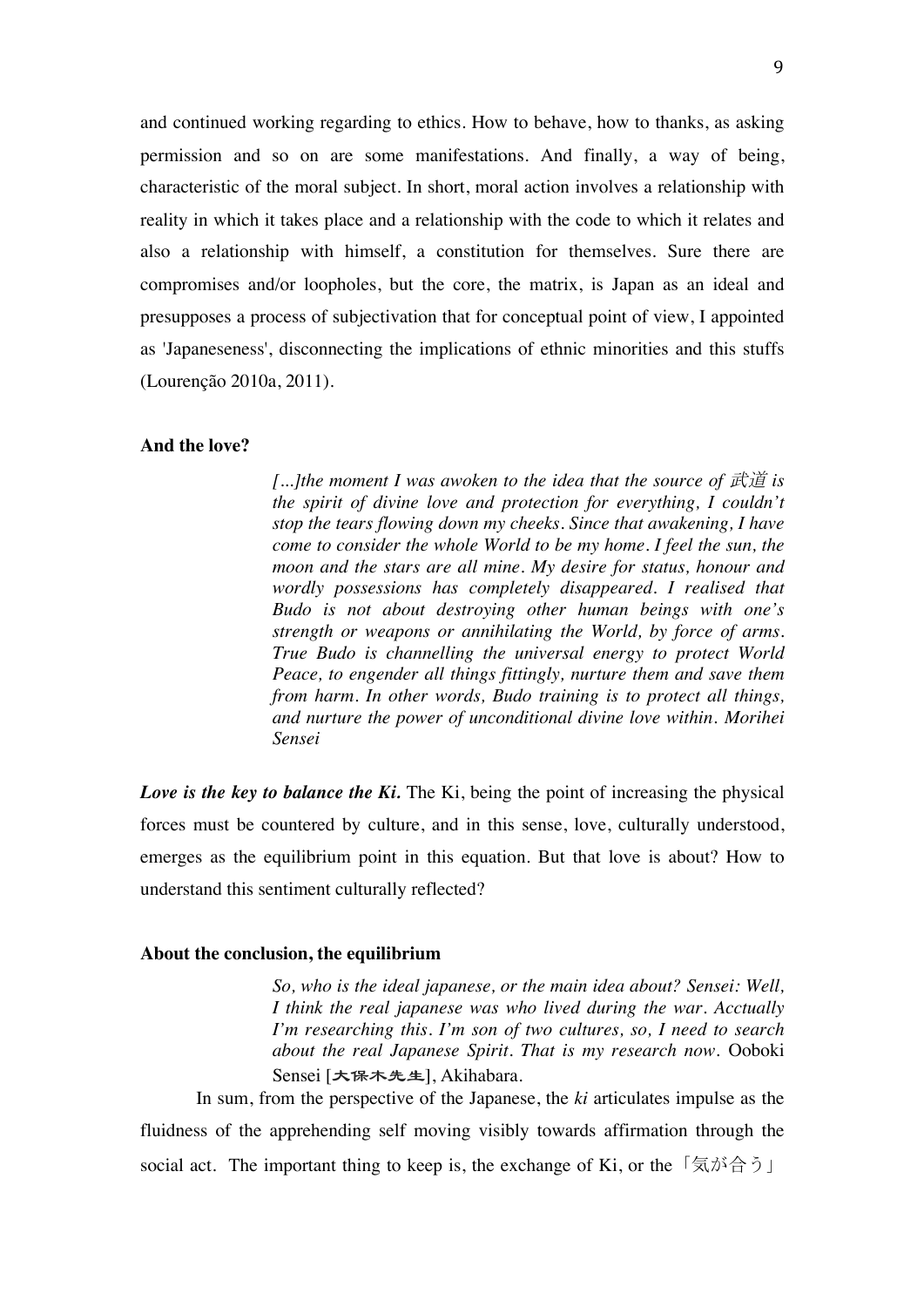and continued working regarding to ethics. How to behave, how to thanks, as asking permission and so on are some manifestations. And finally, a way of being, characteristic of the moral subject. In short, moral action involves a relationship with reality in which it takes place and a relationship with the code to which it relates and also a relationship with himself, a constitution for themselves. Sure there are compromises and/or loopholes, but the core, the matrix, is Japan as an ideal and presupposes a process of subjectivation that for conceptual point of view, I appointed as 'Japaneseness', disconnecting the implications of ethnic minorities and this stuffs (Lourenção 2010a, 2011).

**And the love?**

> *[...]the moment I was awoken to the idea that the source of 武道 is the spirit of divine love and protection for everything, I couldn't stop the tears flowing down my cheeks. Since that awakening, I have come to consider the whole World to be my home. I feel the sun, the moon and the stars are all mine. My desire for status, honour and wordly possessions has completely disappeared. I realised that Budo is not about destroying other human beings with one's strength or weapons or annihilating the World, by force of arms. True Budo is channelling the universal energy to protect World Peace, to engender all things fittingly, nurture them and save them from harm. In other words, Budo training is to protect all things, and nurture the power of unconditional divine love within. Morihei Sensei*

***Love is the key to balance the Ki.*** The Ki, being the point of increasing the physical forces must be countered by culture, and in this sense, love, culturally understood, emerges as the equilibrium point in this equation. But that love is about? How to understand this sentiment culturally reflected?

**About the conclusion, the equilibrium**

> *So, who is the ideal japanese, or the main idea about? Sensei: Well, I think the real japanese was who lived during the war. Acctually I'm researching this. I'm son of two cultures, so, I need to search about the real Japanese Spirit. That is my research now.* Ooboki Sensei [大保木先生], Akihabara.

In sum, from the perspective of the Japanese, the *ki* articulates impulse as the fluidness of the apprehending self moving visibly towards affirmation through the social act. The important thing to keep is, the exchange of Ki, or the「気が合う」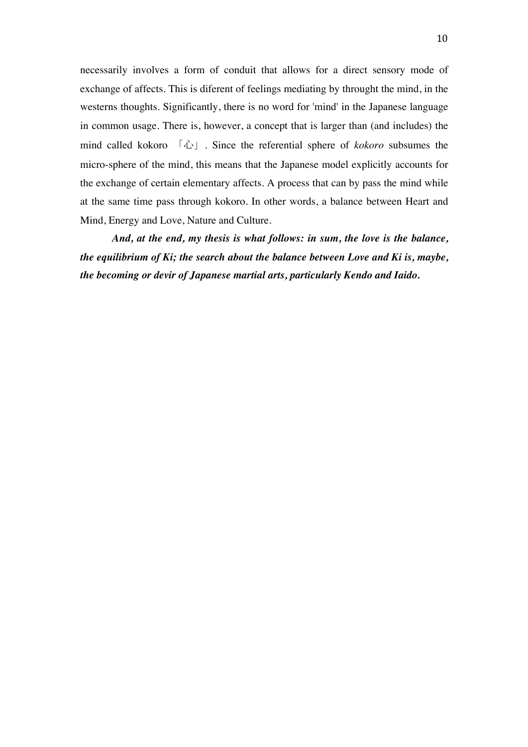necessarily involves a form of conduit that allows for a direct sensory mode of exchange of affects. This is diferent of feelings mediating by throught the mind, in the westerns thoughts. Significantly, there is no word for 'mind' in the Japanese language in common usage. There is, however, a concept that is larger than (and includes) the mind called kokoro 「心」. Since the referential sphere of *kokoro* subsumes the micro-sphere of the mind, this means that the Japanese model explicitly accounts for the exchange of certain elementary affects. A process that can by pass the mind while at the same time pass through kokoro. In other words, a balance between Heart and Mind, Energy and Love, Nature and Culture.

***And, at the end, my thesis is what follows: in sum, the love is the balance, the equilibrium of Ki; the search about the balance between Love and Ki is, maybe, the becoming or devir of Japanese martial arts, particularly Kendo and Iaido.***